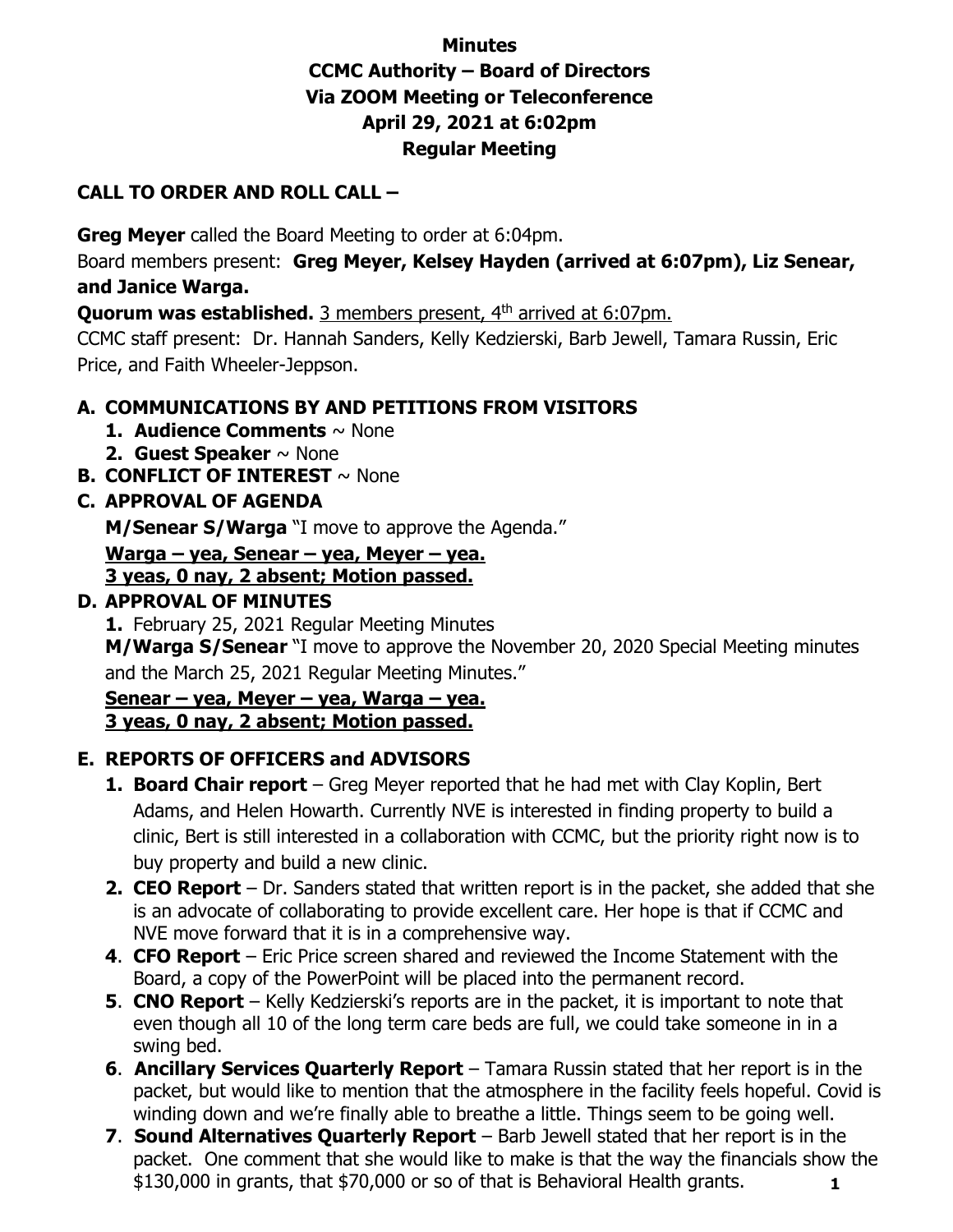# Minutes
## CCMC Authority – Board of Directors
## Via ZOOM Meeting or Teleconference
## April 29, 2021 at 6:02pm
## Regular Meeting

### CALL TO ORDER AND ROLL CALL –

**Greg Meyer** called the Board Meeting to order at 6:04pm.

Board members present: **Greg Meyer, Kelsey Hayden (arrived at 6:07pm), Liz Senear, and Janice Warga.**

**Quorum was established.** <u>3 members present, 4th arrived at 6:07pm.</u>

CCMC staff present: Dr. Hannah Sanders, Kelly Kedzierski, Barb Jewell, Tamara Russin, Eric Price, and Faith Wheeler-Jeppson.

### A. COMMUNICATIONS BY AND PETITIONS FROM VISITORS

1. **Audience Comments** ~ None
2. **Guest Speaker** ~ None

### B. CONFLICT OF INTEREST ~ None

### C. APPROVAL OF AGENDA

**M/Senear S/Warga** "I move to approve the Agenda."

**<u>Warga – yea, Senear – yea, Meyer – yea.</u>**
**<u>3 yeas, 0 nay, 2 absent; Motion passed.</u>**

### D. APPROVAL OF MINUTES

1. February 25, 2021 Regular Meeting Minutes

**M/Warga S/Senear** "I move to approve the November 20, 2020 Special Meeting minutes and the March 25, 2021 Regular Meeting Minutes."

**<u>Senear – yea, Meyer – yea, Warga – yea.</u>**
**<u>3 yeas, 0 nay, 2 absent; Motion passed.</u>**

### E. REPORTS OF OFFICERS and ADVISORS

1. **Board Chair report** – Greg Meyer reported that he had met with Clay Koplin, Bert Adams, and Helen Howarth. Currently NVE is interested in finding property to build a clinic, Bert is still interested in a collaboration with CCMC, but the priority right now is to buy property and build a new clinic.
2. **CEO Report** – Dr. Sanders stated that written report is in the packet, she added that she is an advocate of collaborating to provide excellent care. Her hope is that if CCMC and NVE move forward that it is in a comprehensive way.
4. **CFO Report** – Eric Price screen shared and reviewed the Income Statement with the Board, a copy of the PowerPoint will be placed into the permanent record.
5. **CNO Report** – Kelly Kedzierski's reports are in the packet, it is important to note that even though all 10 of the long term care beds are full, we could take someone in in a swing bed.
6. **Ancillary Services Quarterly Report** – Tamara Russin stated that her report is in the packet, but would like to mention that the atmosphere in the facility feels hopeful. Covid is winding down and we're finally able to breathe a little. Things seem to be going well.
7. **Sound Alternatives Quarterly Report** – Barb Jewell stated that her report is in the packet. One comment that she would like to make is that the way the financials show the $130,000 in grants, that $70,000 or so of that is Behavioral Health grants.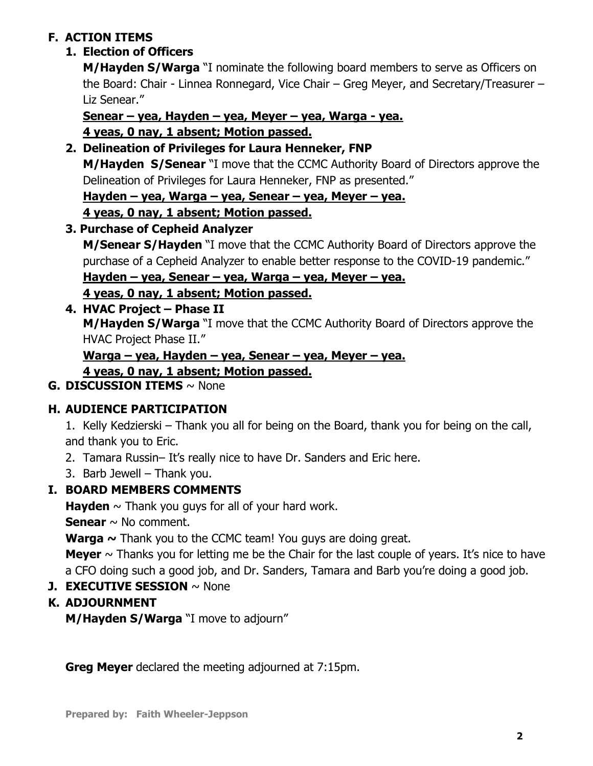## F. ACTION ITEMS

### 1. Election of Officers

**M/Hayden S/Warga** "I nominate the following board members to serve as Officers on the Board: Chair - Linnea Ronnegard, Vice Chair – Greg Meyer, and Secretary/Treasurer – Liz Senear."

**Senear – yea, Hayden – yea, Meyer – yea, Warga - yea.**
**4 yeas, 0 nay, 1 absent; Motion passed.**

### 2. Delineation of Privileges for Laura Henneker, FNP

**M/Hayden S/Senear** "I move that the CCMC Authority Board of Directors approve the Delineation of Privileges for Laura Henneker, FNP as presented."

**Hayden – yea, Warga – yea, Senear – yea, Meyer – yea.**
**4 yeas, 0 nay, 1 absent; Motion passed.**

### 3. Purchase of Cepheid Analyzer

**M/Senear S/Hayden** "I move that the CCMC Authority Board of Directors approve the purchase of a Cepheid Analyzer to enable better response to the COVID-19 pandemic."

**Hayden – yea, Senear – yea, Warga – yea, Meyer – yea.**
**4 yeas, 0 nay, 1 absent; Motion passed.**

### 4. HVAC Project – Phase II

**M/Hayden S/Warga** "I move that the CCMC Authority Board of Directors approve the HVAC Project Phase II."

**Warga – yea, Hayden – yea, Senear – yea, Meyer – yea.**
**4 yeas, 0 nay, 1 absent; Motion passed.**

## G. DISCUSSION ITEMS ~ None

## H. AUDIENCE PARTICIPATION

1. Kelly Kedzierski – Thank you all for being on the Board, thank you for being on the call, and thank you to Eric.
2. Tamara Russin– It's really nice to have Dr. Sanders and Eric here.
3. Barb Jewell – Thank you.

## I. BOARD MEMBERS COMMENTS

**Hayden** ~ Thank you guys for all of your hard work.

**Senear** ~ No comment.

**Warga ~** Thank you to the CCMC team! You guys are doing great.

**Meyer** ~ Thanks you for letting me be the Chair for the last couple of years. It's nice to have a CFO doing such a good job, and Dr. Sanders, Tamara and Barb you're doing a good job.

## J. EXECUTIVE SESSION ~ None

## K. ADJOURNMENT

**M/Hayden S/Warga** "I move to adjourn"

**Greg Meyer** declared the meeting adjourned at 7:15pm.

**Prepared by: Faith Wheeler-Jeppson**